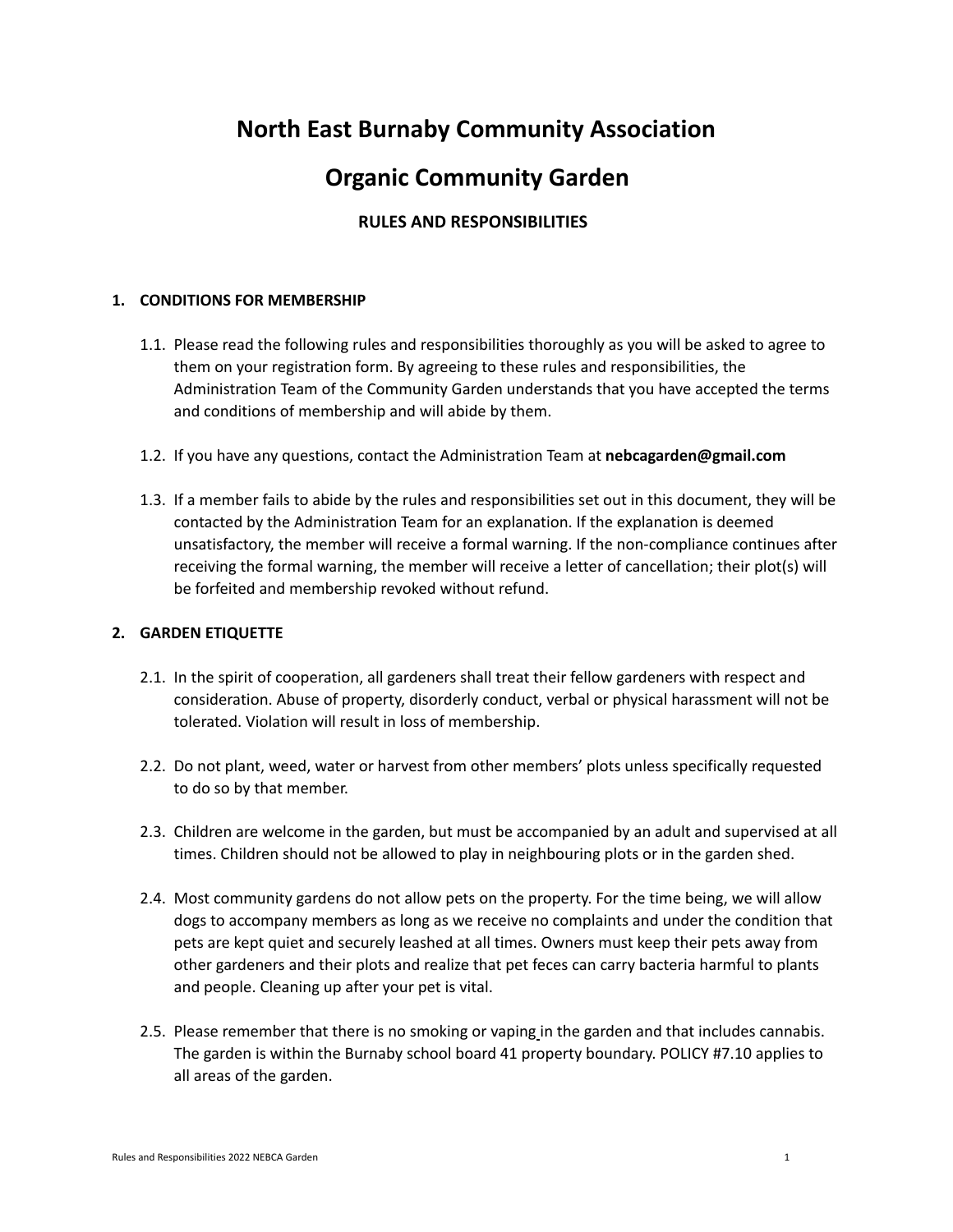# North East Burnaby Community Association

# Organic Community Garden

## RULES AND RESPONSIBILITIES

### 1. CONDITIONS FOR MEMBERSHIP

1.1. Please read the following rules and responsibilities thoroughly as you will be asked to agree to them on your registration form. By agreeing to these rules and responsibilities, the Administration Team of the Community Garden understands that you have accepted the terms and conditions of membership and will abide by them.

1.2. If you have any questions, contact the Administration Team at **nebcagarden@gmail.com**

1.3. If a member fails to abide by the rules and responsibilities set out in this document, they will be contacted by the Administration Team for an explanation. If the explanation is deemed unsatisfactory, the member will receive a formal warning. If the non-compliance continues after receiving the formal warning, the member will receive a letter of cancellation; their plot(s) will be forfeited and membership revoked without refund.

### 2. GARDEN ETIQUETTE

2.1. In the spirit of cooperation, all gardeners shall treat their fellow gardeners with respect and consideration. Abuse of property, disorderly conduct, verbal or physical harassment will not be tolerated. Violation will result in loss of membership.

2.2. Do not plant, weed, water or harvest from other members' plots unless specifically requested to do so by that member.

2.3. Children are welcome in the garden, but must be accompanied by an adult and supervised at all times. Children should not be allowed to play in neighbouring plots or in the garden shed.

2.4. Most community gardens do not allow pets on the property. For the time being, we will allow dogs to accompany members as long as we receive no complaints and under the condition that pets are kept quiet and securely leashed at all times. Owners must keep their pets away from other gardeners and their plots and realize that pet feces can carry bacteria harmful to plants and people. Cleaning up after your pet is vital.

2.5. Please remember that there is no smoking or vaping in the garden and that includes cannabis. The garden is within the Burnaby school board 41 property boundary. POLICY #7.10 applies to all areas of the garden.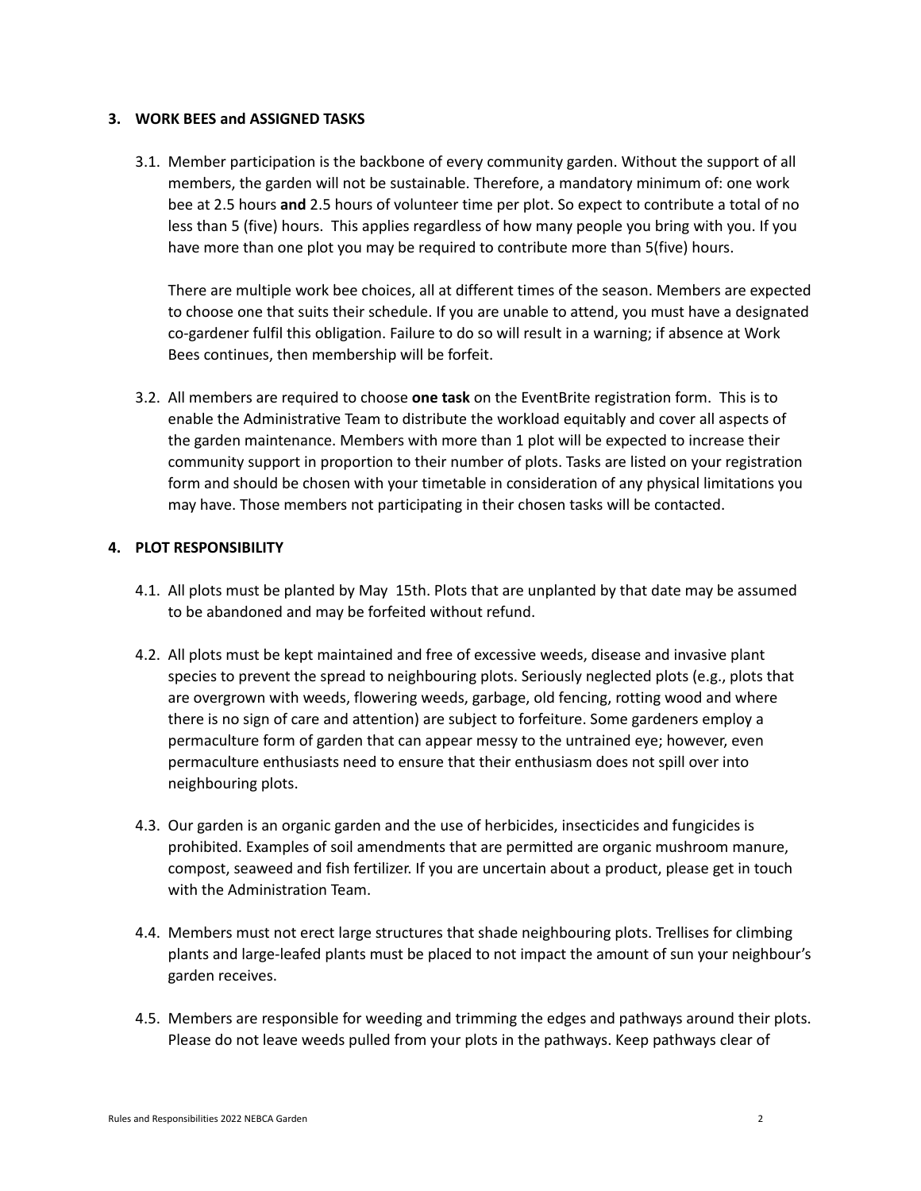## 3. WORK BEES and ASSIGNED TASKS

3.1. Member participation is the backbone of every community garden. Without the support of all members, the garden will not be sustainable. Therefore, a mandatory minimum of: one work bee at 2.5 hours **and** 2.5 hours of volunteer time per plot. So expect to contribute a total of no less than 5 (five) hours. This applies regardless of how many people you bring with you. If you have more than one plot you may be required to contribute more than 5(five) hours.

There are multiple work bee choices, all at different times of the season. Members are expected to choose one that suits their schedule. If you are unable to attend, you must have a designated co-gardener fulfil this obligation. Failure to do so will result in a warning; if absence at Work Bees continues, then membership will be forfeit.

3.2. All members are required to choose **one task** on the EventBrite registration form. This is to enable the Administrative Team to distribute the workload equitably and cover all aspects of the garden maintenance. Members with more than 1 plot will be expected to increase their community support in proportion to their number of plots. Tasks are listed on your registration form and should be chosen with your timetable in consideration of any physical limitations you may have. Those members not participating in their chosen tasks will be contacted.

## 4. PLOT RESPONSIBILITY

4.1. All plots must be planted by May 15th. Plots that are unplanted by that date may be assumed to be abandoned and may be forfeited without refund.

4.2. All plots must be kept maintained and free of excessive weeds, disease and invasive plant species to prevent the spread to neighbouring plots. Seriously neglected plots (e.g., plots that are overgrown with weeds, flowering weeds, garbage, old fencing, rotting wood and where there is no sign of care and attention) are subject to forfeiture. Some gardeners employ a permaculture form of garden that can appear messy to the untrained eye; however, even permaculture enthusiasts need to ensure that their enthusiasm does not spill over into neighbouring plots.

4.3. Our garden is an organic garden and the use of herbicides, insecticides and fungicides is prohibited. Examples of soil amendments that are permitted are organic mushroom manure, compost, seaweed and fish fertilizer. If you are uncertain about a product, please get in touch with the Administration Team.

4.4. Members must not erect large structures that shade neighbouring plots. Trellises for climbing plants and large-leafed plants must be placed to not impact the amount of sun your neighbour's garden receives.

4.5. Members are responsible for weeding and trimming the edges and pathways around their plots. Please do not leave weeds pulled from your plots in the pathways. Keep pathways clear of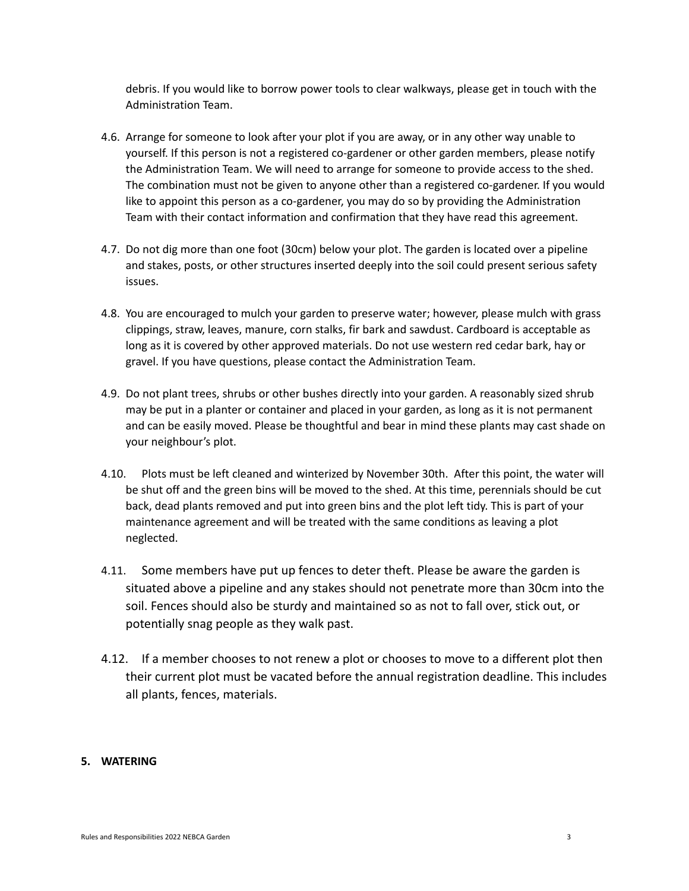debris. If you would like to borrow power tools to clear walkways, please get in touch with the Administration Team.

4.6. Arrange for someone to look after your plot if you are away, or in any other way unable to yourself. If this person is not a registered co-gardener or other garden members, please notify the Administration Team. We will need to arrange for someone to provide access to the shed. The combination must not be given to anyone other than a registered co-gardener. If you would like to appoint this person as a co-gardener, you may do so by providing the Administration Team with their contact information and confirmation that they have read this agreement.

4.7. Do not dig more than one foot (30cm) below your plot. The garden is located over a pipeline and stakes, posts, or other structures inserted deeply into the soil could present serious safety issues.

4.8. You are encouraged to mulch your garden to preserve water; however, please mulch with grass clippings, straw, leaves, manure, corn stalks, fir bark and sawdust. Cardboard is acceptable as long as it is covered by other approved materials. Do not use western red cedar bark, hay or gravel. If you have questions, please contact the Administration Team.

4.9. Do not plant trees, shrubs or other bushes directly into your garden. A reasonably sized shrub may be put in a planter or container and placed in your garden, as long as it is not permanent and can be easily moved. Please be thoughtful and bear in mind these plants may cast shade on your neighbour's plot.

4.10. Plots must be left cleaned and winterized by November 30th. After this point, the water will be shut off and the green bins will be moved to the shed. At this time, perennials should be cut back, dead plants removed and put into green bins and the plot left tidy. This is part of your maintenance agreement and will be treated with the same conditions as leaving a plot neglected.

4.11. Some members have put up fences to deter theft. Please be aware the garden is situated above a pipeline and any stakes should not penetrate more than 30cm into the soil. Fences should also be sturdy and maintained so as not to fall over, stick out, or potentially snag people as they walk past.

4.12. If a member chooses to not renew a plot or chooses to move to a different plot then their current plot must be vacated before the annual registration deadline. This includes all plants, fences, materials.

## 5. WATERING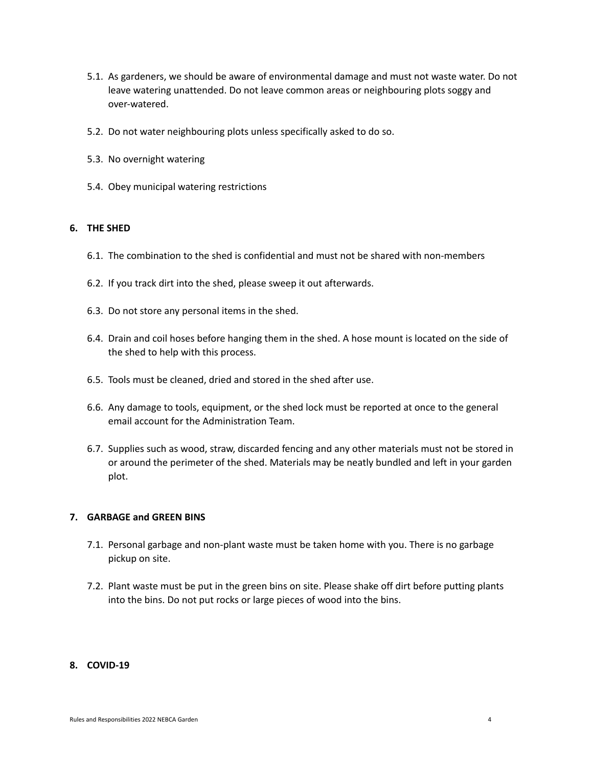5.1. As gardeners, we should be aware of environmental damage and must not waste water. Do not leave watering unattended. Do not leave common areas or neighbouring plots soggy and over-watered.

5.2. Do not water neighbouring plots unless specifically asked to do so.

5.3. No overnight watering

5.4. Obey municipal watering restrictions

## 6. THE SHED

6.1. The combination to the shed is confidential and must not be shared with non-members

6.2. If you track dirt into the shed, please sweep it out afterwards.

6.3. Do not store any personal items in the shed.

6.4. Drain and coil hoses before hanging them in the shed. A hose mount is located on the side of the shed to help with this process.

6.5. Tools must be cleaned, dried and stored in the shed after use.

6.6. Any damage to tools, equipment, or the shed lock must be reported at once to the general email account for the Administration Team.

6.7. Supplies such as wood, straw, discarded fencing and any other materials must not be stored in or around the perimeter of the shed. Materials may be neatly bundled and left in your garden plot.

## 7. GARBAGE and GREEN BINS

7.1. Personal garbage and non-plant waste must be taken home with you. There is no garbage pickup on site.

7.2. Plant waste must be put in the green bins on site. Please shake off dirt before putting plants into the bins. Do not put rocks or large pieces of wood into the bins.

## 8. COVID-19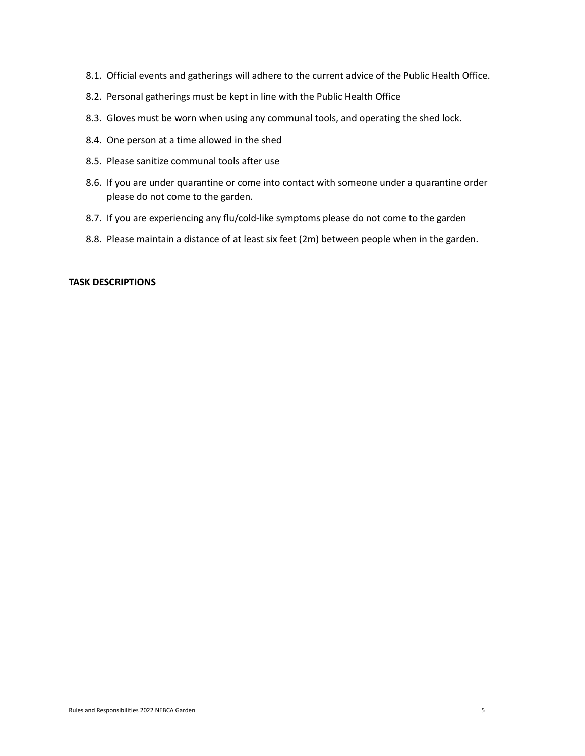8.1. Official events and gatherings will adhere to the current advice of the Public Health Office.

8.2. Personal gatherings must be kept in line with the Public Health Office

8.3. Gloves must be worn when using any communal tools, and operating the shed lock.

8.4. One person at a time allowed in the shed

8.5. Please sanitize communal tools after use

8.6. If you are under quarantine or come into contact with someone under a quarantine order please do not come to the garden.

8.7. If you are experiencing any flu/cold-like symptoms please do not come to the garden

8.8. Please maintain a distance of at least six feet (2m) between people when in the garden.

**TASK DESCRIPTIONS**